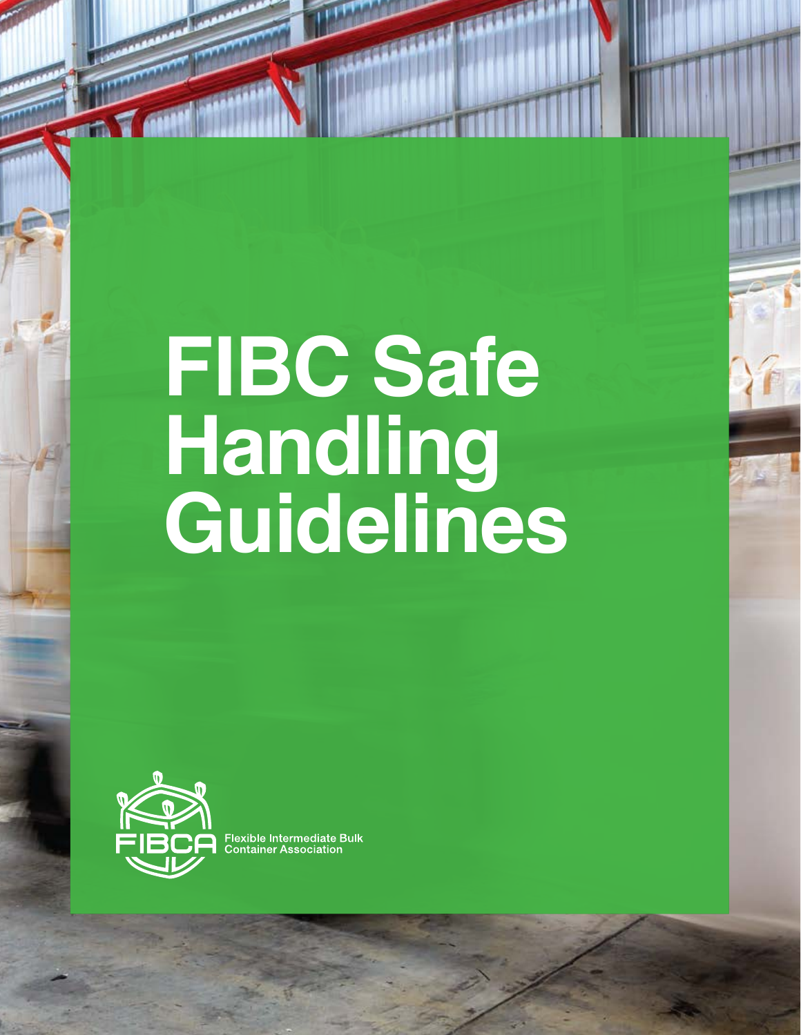# FIBC Safe Handling Guidelines

FIBCA

Flexible Intermediate Bulk Container Association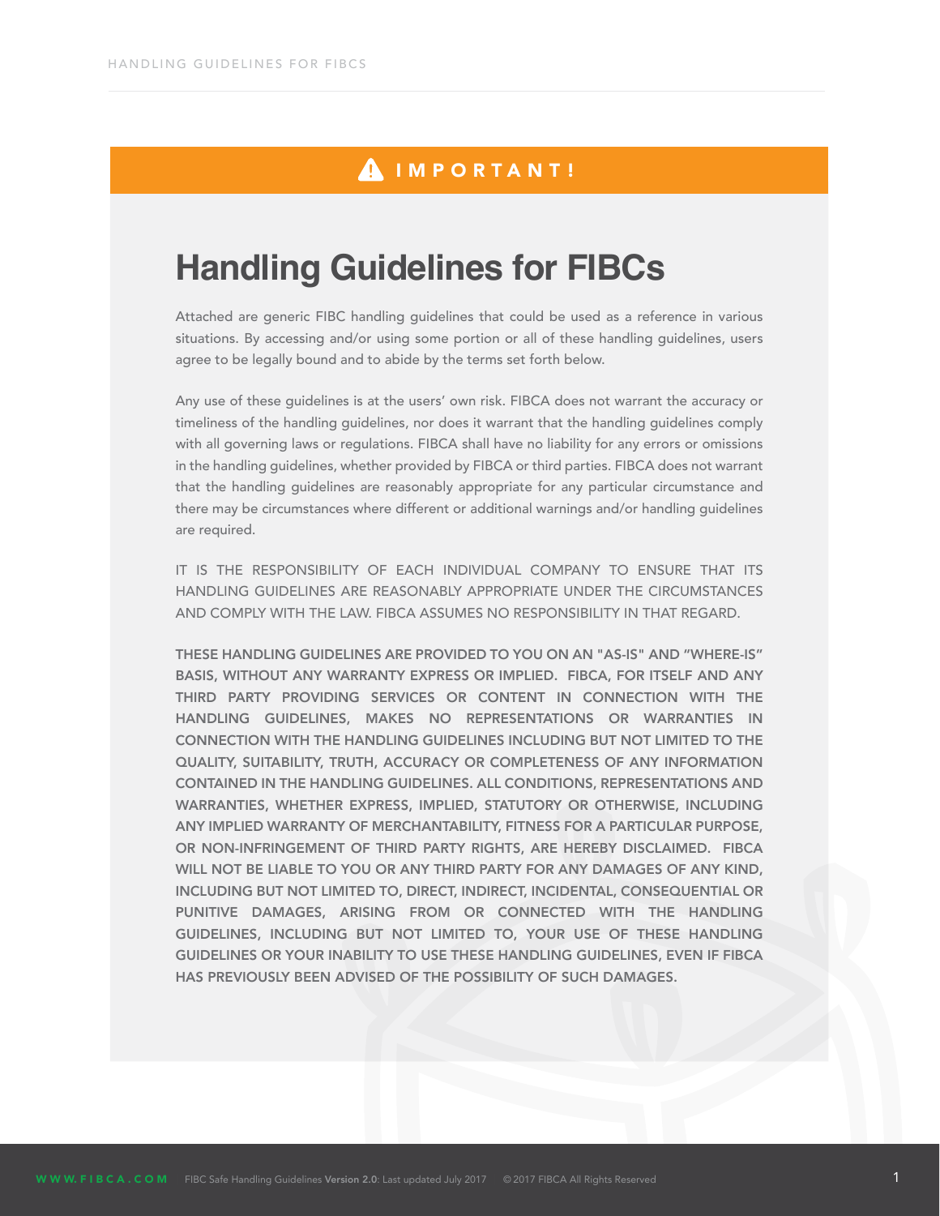**⚠ IMPORTANT!**

# Handling Guidelines for FIBCs

Attached are generic FIBC handling guidelines that could be used as a reference in various situations. By accessing and/or using some portion or all of these handling guidelines, users agree to be legally bound and to abide by the terms set forth below.

Any use of these guidelines is at the users' own risk. FIBCA does not warrant the accuracy or timeliness of the handling guidelines, nor does it warrant that the handling guidelines comply with all governing laws or regulations. FIBCA shall have no liability for any errors or omissions in the handling guidelines, whether provided by FIBCA or third parties. FIBCA does not warrant that the handling guidelines are reasonably appropriate for any particular circumstance and there may be circumstances where different or additional warnings and/or handling guidelines are required.

IT IS THE RESPONSIBILITY OF EACH INDIVIDUAL COMPANY TO ENSURE THAT ITS HANDLING GUIDELINES ARE REASONABLY APPROPRIATE UNDER THE CIRCUMSTANCES AND COMPLY WITH THE LAW. FIBCA ASSUMES NO RESPONSIBILITY IN THAT REGARD.

**THESE HANDLING GUIDELINES ARE PROVIDED TO YOU ON AN "AS-IS" AND "WHERE-IS" BASIS, WITHOUT ANY WARRANTY EXPRESS OR IMPLIED. FIBCA, FOR ITSELF AND ANY THIRD PARTY PROVIDING SERVICES OR CONTENT IN CONNECTION WITH THE HANDLING GUIDELINES, MAKES NO REPRESENTATIONS OR WARRANTIES IN CONNECTION WITH THE HANDLING GUIDELINES INCLUDING BUT NOT LIMITED TO THE QUALITY, SUITABILITY, TRUTH, ACCURACY OR COMPLETENESS OF ANY INFORMATION CONTAINED IN THE HANDLING GUIDELINES. ALL CONDITIONS, REPRESENTATIONS AND WARRANTIES, WHETHER EXPRESS, IMPLIED, STATUTORY OR OTHERWISE, INCLUDING ANY IMPLIED WARRANTY OF MERCHANTABILITY, FITNESS FOR A PARTICULAR PURPOSE, OR NON-INFRINGEMENT OF THIRD PARTY RIGHTS, ARE HEREBY DISCLAIMED. FIBCA WILL NOT BE LIABLE TO YOU OR ANY THIRD PARTY FOR ANY DAMAGES OF ANY KIND, INCLUDING BUT NOT LIMITED TO, DIRECT, INDIRECT, INCIDENTAL, CONSEQUENTIAL OR PUNITIVE DAMAGES, ARISING FROM OR CONNECTED WITH THE HANDLING GUIDELINES, INCLUDING BUT NOT LIMITED TO, YOUR USE OF THESE HANDLING GUIDELINES OR YOUR INABILITY TO USE THESE HANDLING GUIDELINES, EVEN IF FIBCA HAS PREVIOUSLY BEEN ADVISED OF THE POSSIBILITY OF SUCH DAMAGES.**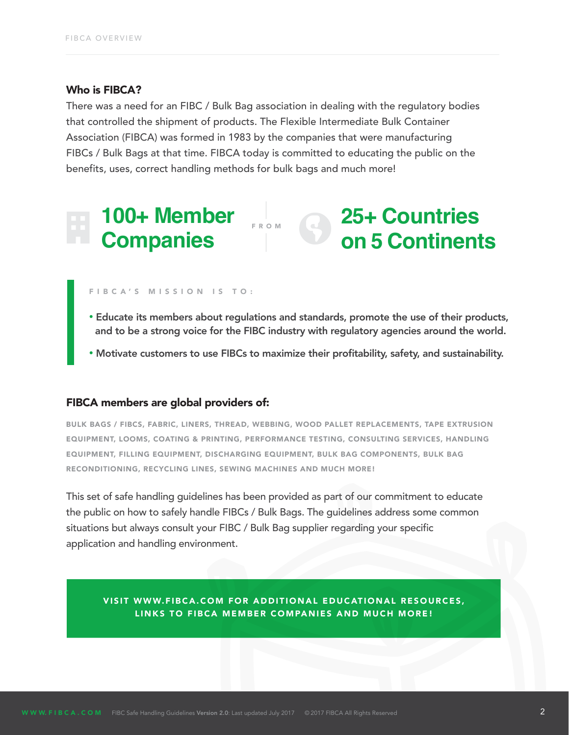## Who is FIBCA?

There was a need for an FIBC / Bulk Bag association in dealing with the regulatory bodies that controlled the shipment of products. The Flexible Intermediate Bulk Container Association (FIBCA) was formed in 1983 by the companies that were manufacturing FIBCs / Bulk Bags at that time. FIBCA today is committed to educating the public on the benefits, uses, correct handling methods for bulk bags and much more!

**100+ Member Companies** FROM **25+ Countries on 5 Continents**

FIBCA'S MISSION IS TO:

- **Educate its members about regulations and standards, promote the use of their products, and to be a strong voice for the FIBC industry with regulatory agencies around the world.**
- **Motivate customers to use FIBCs to maximize their profitability, safety, and sustainability.**

## FIBCA members are global providers of:

BULK BAGS / FIBCS, FABRIC, LINERS, THREAD, WEBBING, WOOD PALLET REPLACEMENTS, TAPE EXTRUSION EQUIPMENT, LOOMS, COATING & PRINTING, PERFORMANCE TESTING, CONSULTING SERVICES, HANDLING EQUIPMENT, FILLING EQUIPMENT, DISCHARGING EQUIPMENT, BULK BAG COMPONENTS, BULK BAG RECONDITIONING, RECYCLING LINES, SEWING MACHINES AND MUCH MORE!

This set of safe handling guidelines has been provided as part of our commitment to educate the public on how to safely handle FIBCs / Bulk Bags. The guidelines address some common situations but always consult your FIBC / Bulk Bag supplier regarding your specific application and handling environment.

**VISIT WWW.FIBCA.COM FOR ADDITIONAL EDUCATIONAL RESOURCES, LINKS TO FIBCA MEMBER COMPANIES AND MUCH MORE!**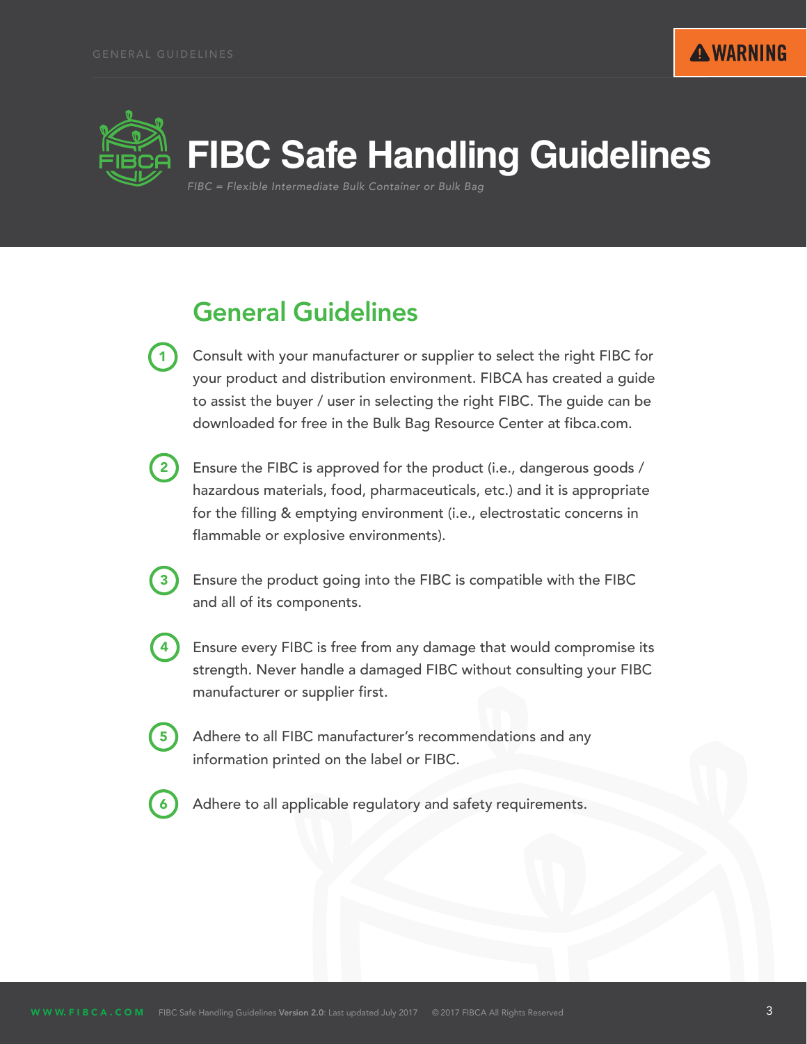# FIBC Safe Handling Guidelines

*FIBC = Flexible Intermediate Bulk Container or Bulk Bag*

## General Guidelines

1. Consult with your manufacturer or supplier to select the right FIBC for your product and distribution environment. FIBCA has created a guide to assist the buyer / user in selecting the right FIBC. The guide can be downloaded for free in the Bulk Bag Resource Center at fibca.com.

2. Ensure the FIBC is approved for the product (i.e., dangerous goods / hazardous materials, food, pharmaceuticals, etc.) and it is appropriate for the filling & emptying environment (i.e., electrostatic concerns in flammable or explosive environments).

3. Ensure the product going into the FIBC is compatible with the FIBC and all of its components.

4. Ensure every FIBC is free from any damage that would compromise its strength. Never handle a damaged FIBC without consulting your FIBC manufacturer or supplier first.

5. Adhere to all FIBC manufacturer's recommendations and any information printed on the label or FIBC.

6. Adhere to all applicable regulatory and safety requirements.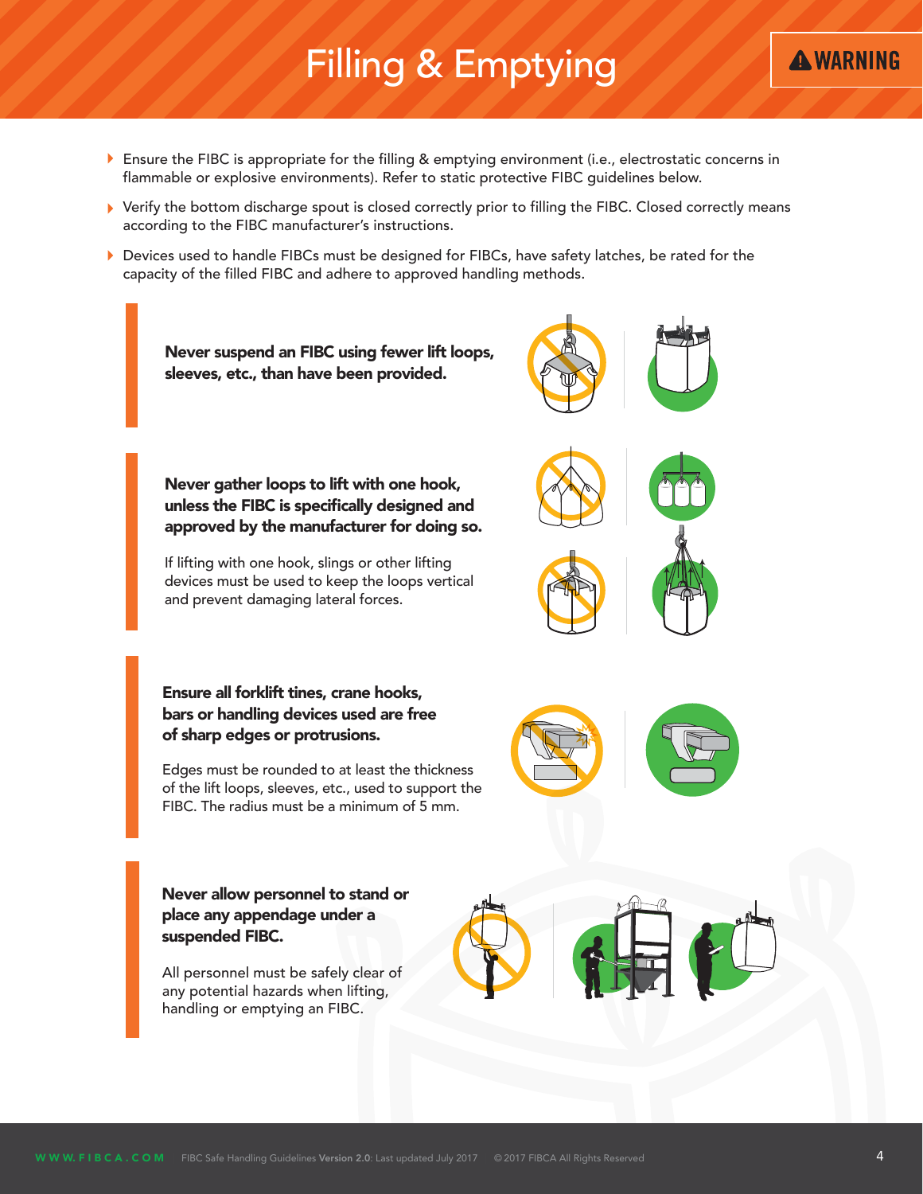# Filling & Emptying

**WARNING**

- Ensure the FIBC is appropriate for the filling & emptying environment (i.e., electrostatic concerns in flammable or explosive environments). Refer to static protective FIBC guidelines below.
- Verify the bottom discharge spout is closed correctly prior to filling the FIBC. Closed correctly means according to the FIBC manufacturer's instructions.
- Devices used to handle FIBCs must be designed for FIBCs, have safety latches, be rated for the capacity of the filled FIBC and adhere to approved handling methods.

**Never suspend an FIBC using fewer lift loops, sleeves, etc., than have been provided.**

**Never gather loops to lift with one hook, unless the FIBC is specifically designed and approved by the manufacturer for doing so.**

If lifting with one hook, slings or other lifting devices must be used to keep the loops vertical and prevent damaging lateral forces.

**Ensure all forklift tines, crane hooks, bars or handling devices used are free of sharp edges or protrusions.**

Edges must be rounded to at least the thickness of the lift loops, sleeves, etc., used to support the FIBC. The radius must be a minimum of 5 mm.

**Never allow personnel to stand or place any appendage under a suspended FIBC.**

All personnel must be safely clear of any potential hazards when lifting, handling or emptying an FIBC.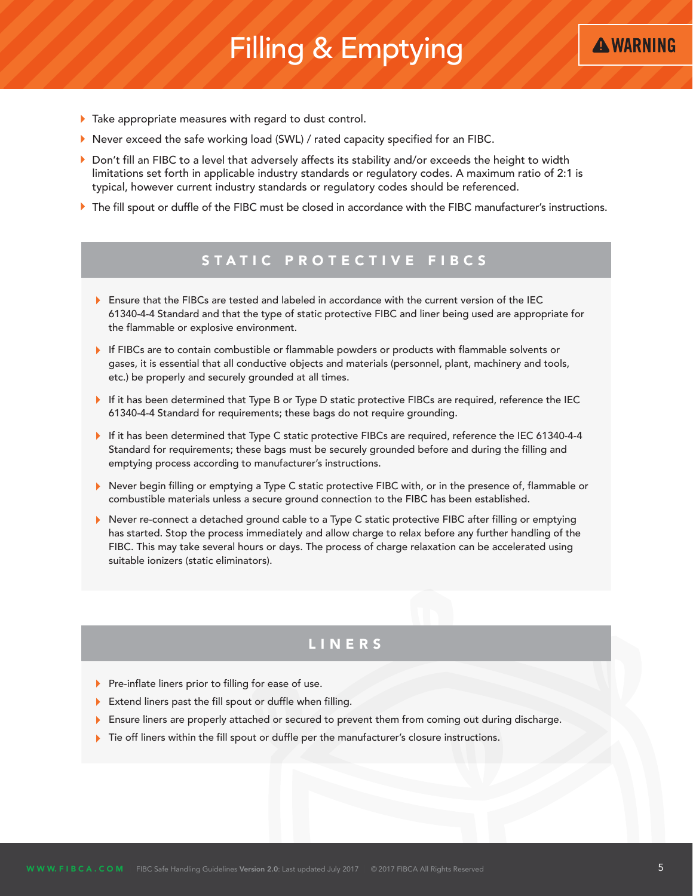# Filling & Emptying

**⚠ WARNING**

- Take appropriate measures with regard to dust control.
- Never exceed the safe working load (SWL) / rated capacity specified for an FIBC.
- Don't fill an FIBC to a level that adversely affects its stability and/or exceeds the height to width limitations set forth in applicable industry standards or regulatory codes. A maximum ratio of 2:1 is typical, however current industry standards or regulatory codes should be referenced.
- The fill spout or duffle of the FIBC must be closed in accordance with the FIBC manufacturer's instructions.

## STATIC PROTECTIVE FIBCS

- Ensure that the FIBCs are tested and labeled in accordance with the current version of the IEC 61340-4-4 Standard and that the type of static protective FIBC and liner being used are appropriate for the flammable or explosive environment.
- If FIBCs are to contain combustible or flammable powders or products with flammable solvents or gases, it is essential that all conductive objects and materials (personnel, plant, machinery and tools, etc.) be properly and securely grounded at all times.
- If it has been determined that Type B or Type D static protective FIBCs are required, reference the IEC 61340-4-4 Standard for requirements; these bags do not require grounding.
- If it has been determined that Type C static protective FIBCs are required, reference the IEC 61340-4-4 Standard for requirements; these bags must be securely grounded before and during the filling and emptying process according to manufacturer's instructions.
- Never begin filling or emptying a Type C static protective FIBC with, or in the presence of, flammable or combustible materials unless a secure ground connection to the FIBC has been established.
- Never re-connect a detached ground cable to a Type C static protective FIBC after filling or emptying has started. Stop the process immediately and allow charge to relax before any further handling of the FIBC. This may take several hours or days. The process of charge relaxation can be accelerated using suitable ionizers (static eliminators).

## LINERS

- Pre-inflate liners prior to filling for ease of use.
- Extend liners past the fill spout or duffle when filling.
- Ensure liners are properly attached or secured to prevent them from coming out during discharge.
- Tie off liners within the fill spout or duffle per the manufacturer's closure instructions.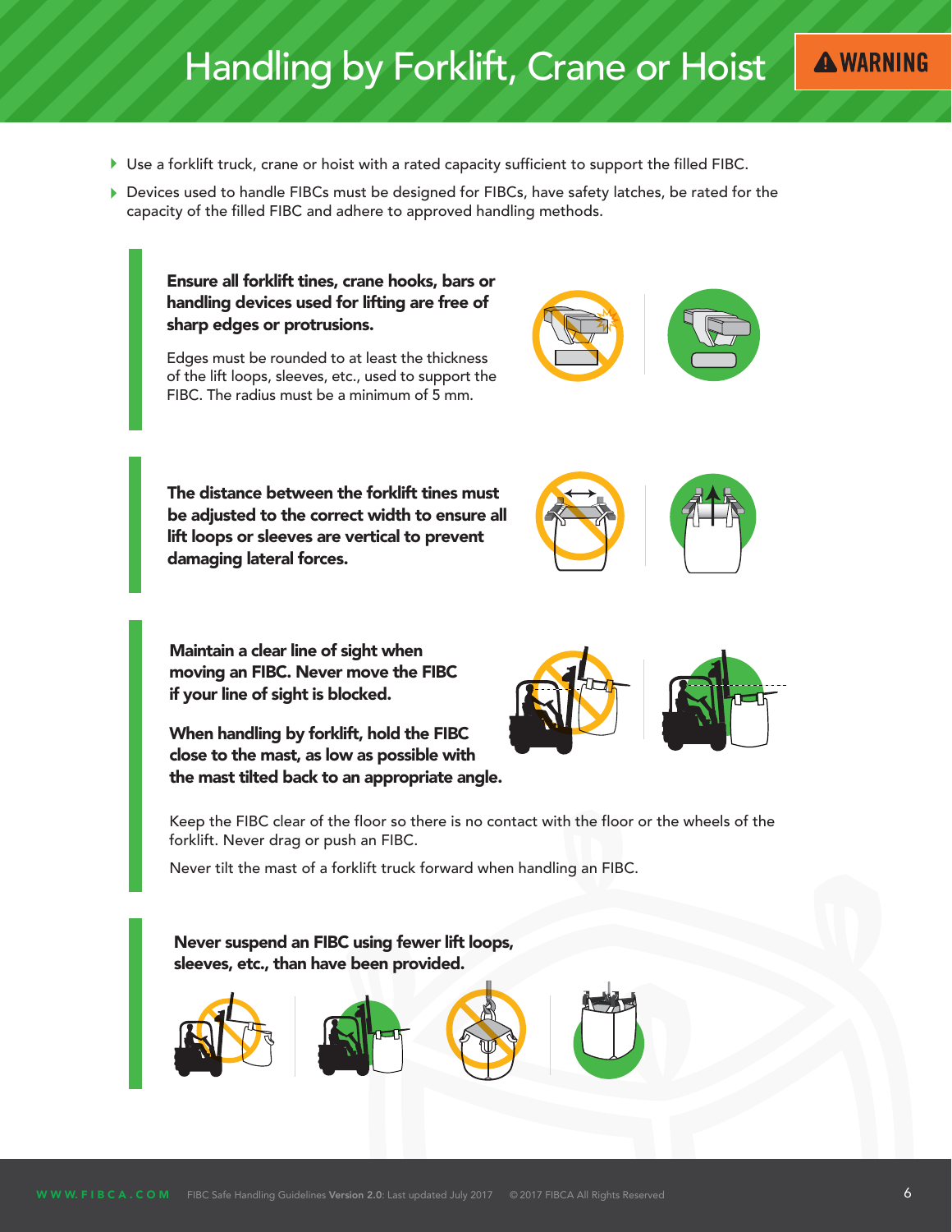# Handling by Forklift, Crane or Hoist

**⚠ WARNING**

- Use a forklift truck, crane or hoist with a rated capacity sufficient to support the filled FIBC.
- Devices used to handle FIBCs must be designed for FIBCs, have safety latches, be rated for the capacity of the filled FIBC and adhere to approved handling methods.

**Ensure all forklift tines, crane hooks, bars or handling devices used for lifting are free of sharp edges or protrusions.**

Edges must be rounded to at least the thickness of the lift loops, sleeves, etc., used to support the FIBC. The radius must be a minimum of 5 mm.

**The distance between the forklift tines must be adjusted to the correct width to ensure all lift loops or sleeves are vertical to prevent damaging lateral forces.**

**Maintain a clear line of sight when moving an FIBC. Never move the FIBC if your line of sight is blocked.**

**When handling by forklift, hold the FIBC close to the mast, as low as possible with the mast tilted back to an appropriate angle.**

Keep the FIBC clear of the floor so there is no contact with the floor or the wheels of the forklift. Never drag or push an FIBC.

Never tilt the mast of a forklift truck forward when handling an FIBC.

**Never suspend an FIBC using fewer lift loops, sleeves, etc., than have been provided.**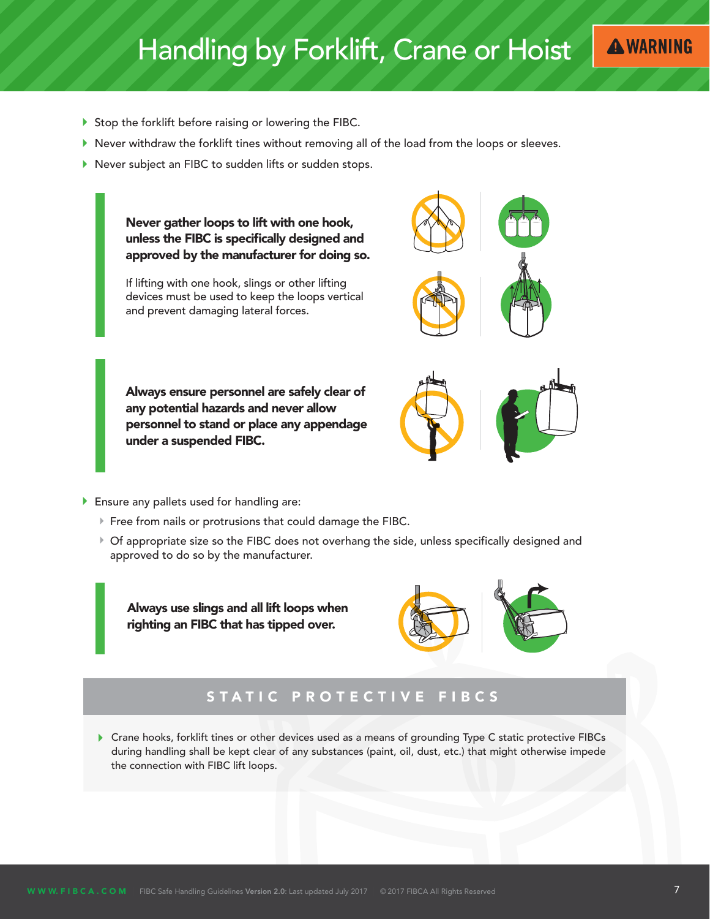# Handling by Forklift, Crane or Hoist

**⚠ WARNING**

- Stop the forklift before raising or lowering the FIBC.
- Never withdraw the forklift tines without removing all of the load from the loops or sleeves.
- Never subject an FIBC to sudden lifts or sudden stops.

**Never gather loops to lift with one hook, unless the FIBC is specifically designed and approved by the manufacturer for doing so.**

If lifting with one hook, slings or other lifting devices must be used to keep the loops vertical and prevent damaging lateral forces.

**Always ensure personnel are safely clear of any potential hazards and never allow personnel to stand or place any appendage under a suspended FIBC.**

- Ensure any pallets used for handling are:
  - Free from nails or protrusions that could damage the FIBC.
  - Of appropriate size so the FIBC does not overhang the side, unless specifically designed and approved to do so by the manufacturer.

**Always use slings and all lift loops when righting an FIBC that has tipped over.**

## STATIC PROTECTIVE FIBCS

- Crane hooks, forklift tines or other devices used as a means of grounding Type C static protective FIBCs during handling shall be kept clear of any substances (paint, oil, dust, etc.) that might otherwise impede the connection with FIBC lift loops.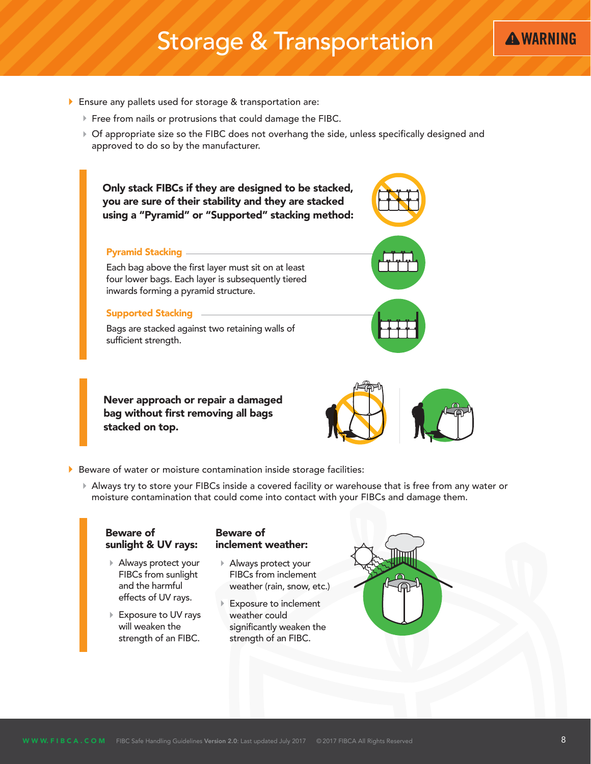# Storage & Transportation

**⚠ WARNING**

- Ensure any pallets used for storage & transportation are:
  - Free from nails or protrusions that could damage the FIBC.
  - Of appropriate size so the FIBC does not overhang the side, unless specifically designed and approved to do so by the manufacturer.

**Only stack FIBCs if they are designed to be stacked, you are sure of their stability and they are stacked using a "Pyramid" or "Supported" stacking method:**

### Pyramid Stacking

Each bag above the first layer must sit on at least four lower bags. Each layer is subsequently tiered inwards forming a pyramid structure.

### Supported Stacking

Bags are stacked against two retaining walls of sufficient strength.

**Never approach or repair a damaged bag without first removing all bags stacked on top.**

- Beware of water or moisture contamination inside storage facilities:
  - Always try to store your FIBCs inside a covered facility or warehouse that is free from any water or moisture contamination that could come into contact with your FIBCs and damage them.

**Beware of sunlight & UV rays:**

- Always protect your FIBCs from sunlight and the harmful effects of UV rays.
- Exposure to UV rays will weaken the strength of an FIBC.

**Beware of inclement weather:**

- Always protect your FIBCs from inclement weather (rain, snow, etc.)
- Exposure to inclement weather could significantly weaken the strength of an FIBC.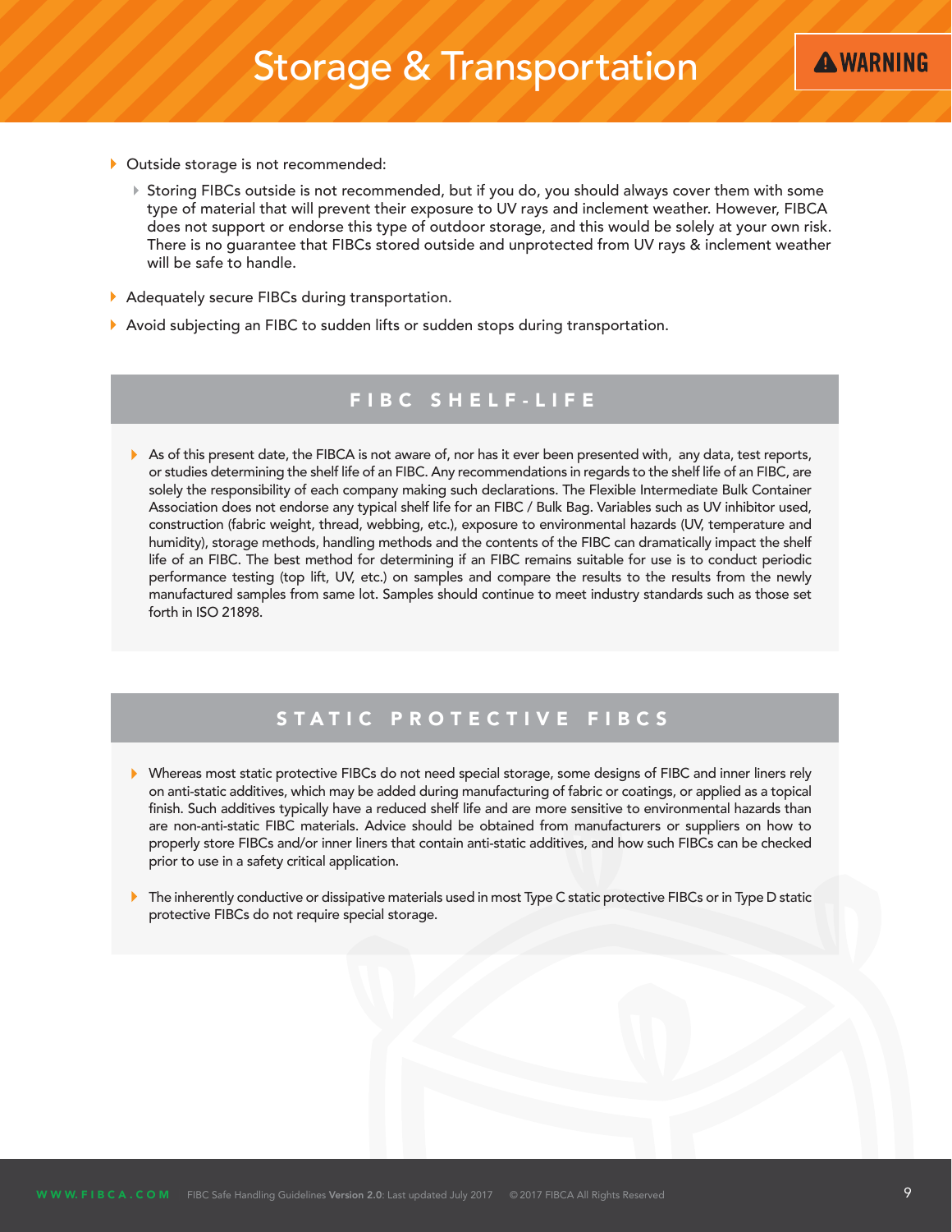# Storage & Transportation

**⚠ WARNING**

- Outside storage is not recommended:
  - Storing FIBCs outside is not recommended, but if you do, you should always cover them with some type of material that will prevent their exposure to UV rays and inclement weather. However, FIBCA does not support or endorse this type of outdoor storage, and this would be solely at your own risk. There is no guarantee that FIBCs stored outside and unprotected from UV rays & inclement weather will be safe to handle.
- Adequately secure FIBCs during transportation.
- Avoid subjecting an FIBC to sudden lifts or sudden stops during transportation.

## FIBC SHELF-LIFE

- As of this present date, the FIBCA is not aware of, nor has it ever been presented with, any data, test reports, or studies determining the shelf life of an FIBC. Any recommendations in regards to the shelf life of an FIBC, are solely the responsibility of each company making such declarations. The Flexible Intermediate Bulk Container Association does not endorse any typical shelf life for an FIBC / Bulk Bag. Variables such as UV inhibitor used, construction (fabric weight, thread, webbing, etc.), exposure to environmental hazards (UV, temperature and humidity), storage methods, handling methods and the contents of the FIBC can dramatically impact the shelf life of an FIBC. The best method for determining if an FIBC remains suitable for use is to conduct periodic performance testing (top lift, UV, etc.) on samples and compare the results to the results from the newly manufactured samples from same lot. Samples should continue to meet industry standards such as those set forth in ISO 21898.

## STATIC PROTECTIVE FIBCS

- Whereas most static protective FIBCs do not need special storage, some designs of FIBC and inner liners rely on anti-static additives, which may be added during manufacturing of fabric or coatings, or applied as a topical finish. Such additives typically have a reduced shelf life and are more sensitive to environmental hazards than are non-anti-static FIBC materials. Advice should be obtained from manufacturers or suppliers on how to properly store FIBCs and/or inner liners that contain anti-static additives, and how such FIBCs can be checked prior to use in a safety critical application.
- The inherently conductive or dissipative materials used in most Type C static protective FIBCs or in Type D static protective FIBCs do not require special storage.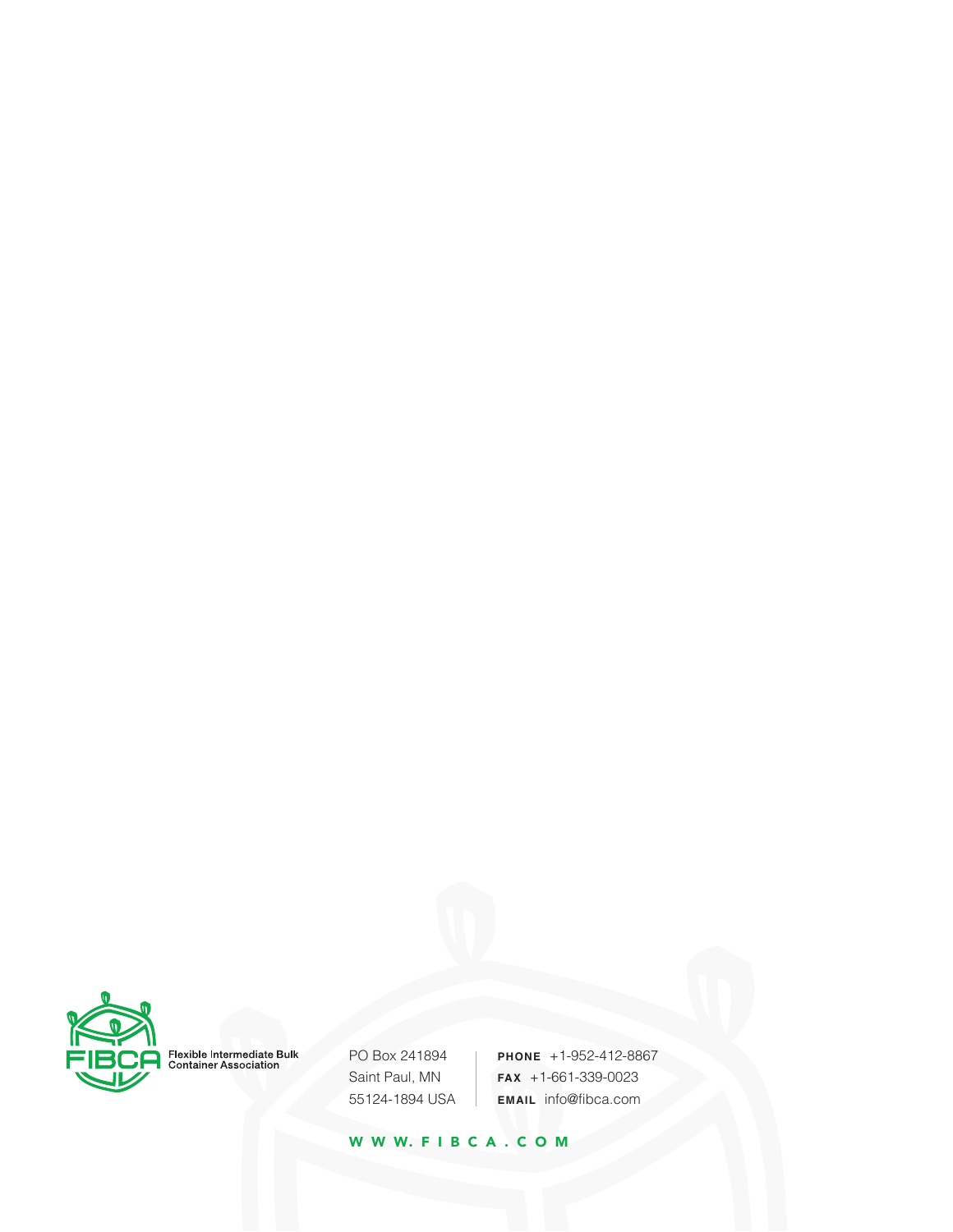FIBCA

Flexible Intermediate Bulk
Container Association

PO Box 241894
Saint Paul, MN
55124-1894 USA

**PHONE** +1-952-412-8867
**FAX** +1-661-339-0023
**EMAIL** info@fibca.com

**WWW.FIBCA.COM**